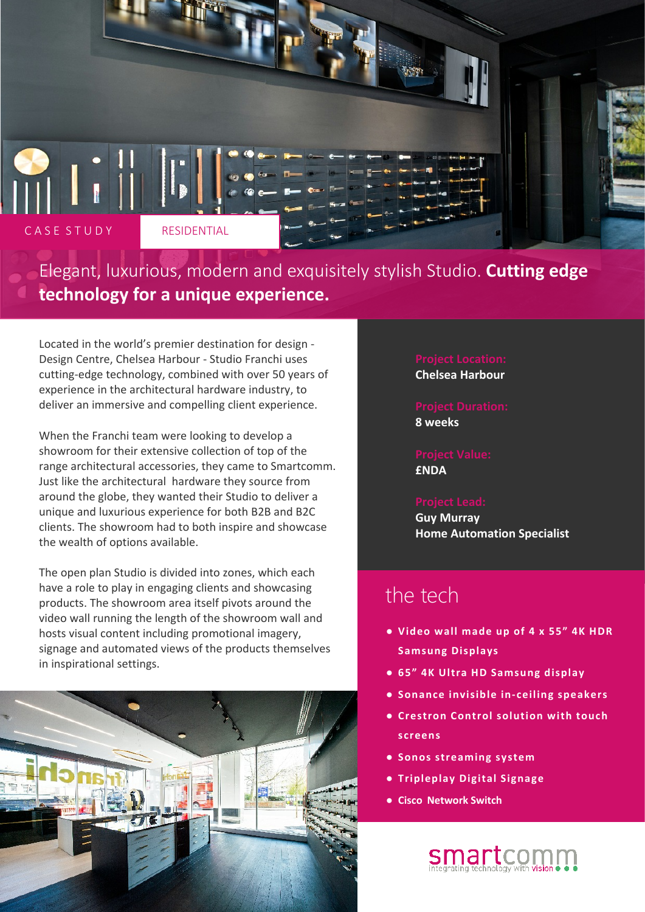CASE STUDY

RESIDENTIAL

# Elegant, luxurious, modern and exquisitely stylish Studio. **Cutting edge technology for a unique experience.**

Located in the world's premier destination for design - Design Centre, Chelsea Harbour - Studio Franchi uses cutting-edge technology, combined with over 50 years of experience in the architectural hardware industry, to deliver an immersive and compelling client experience.

When the Franchi team were looking to develop a showroom for their extensive collection of top of the range architectural accessories, they came to Smartcomm. Just like the architectural hardware they source from around the globe, they wanted their Studio to deliver a unique and luxurious experience for both B2B and B2C clients. The showroom had to both inspire and showcase the wealth of options available.

The open plan Studio is divided into zones, which each have a role to play in engaging clients and showcasing products. The showroom area itself pivots around the video wall running the length of the showroom wall and hosts visual content including promotional imagery, signage and automated views of the products themselves in inspirational settings.

**Project Location:**
**Chelsea Harbour**

**Project Duration:**
**8 weeks**

**Project Value:**
**£NDA**

**Project Lead:**
**Guy Murray**
**Home Automation Specialist**

## the tech

- **Video wall made up of 4 x 55" 4K HDR Samsung Displays**
- **65" 4K Ultra HD Samsung display**
- **Sonance invisible in-ceiling speakers**
- **Crestron Control solution with touch screens**
- **Sonos streaming system**
- **Tripleplay Digital Signage**
- **Cisco Network Switch**

smartcomm
integrating technology with vision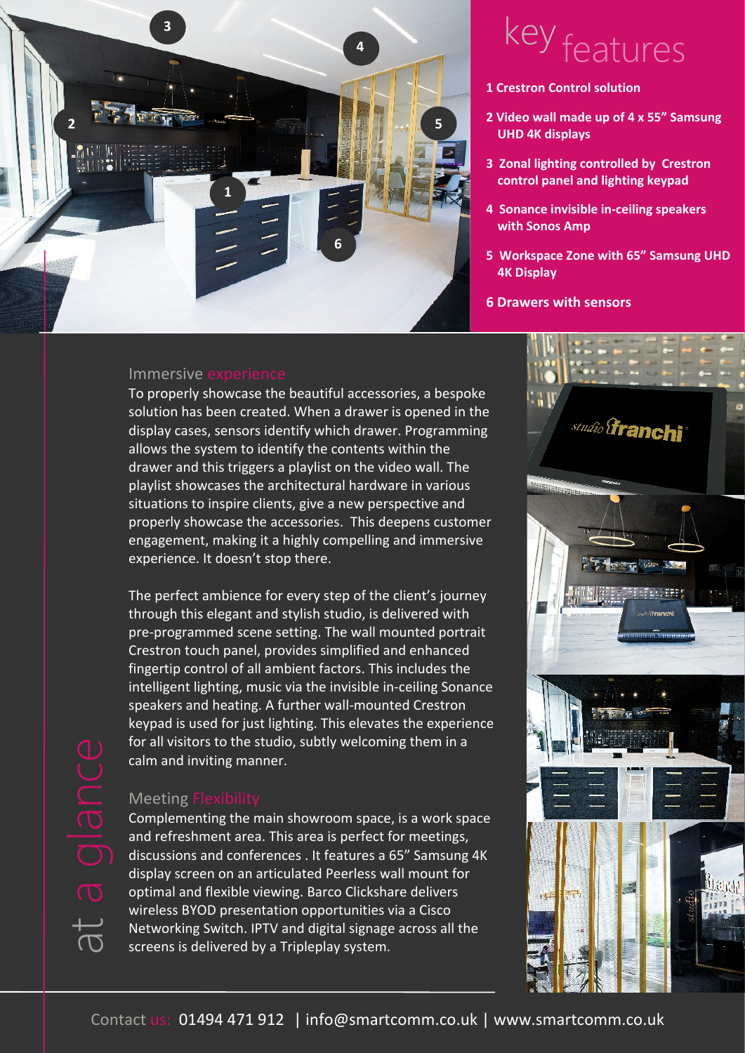# key features

1. **Crestron Control solution**
2. **Video wall made up of 4 x 55" Samsung UHD 4K displays**
3. **Zonal lighting controlled by Crestron control panel and lighting keypad**
4. **Sonance invisible in-ceiling speakers with Sonos Amp**
5. **Workspace Zone with 65" Samsung UHD 4K Display**
6. **Drawers with sensors**

# at a glance

## Immersive experience

To properly showcase the beautiful accessories, a bespoke solution has been created. When a drawer is opened in the display cases, sensors identify which drawer. Programming allows the system to identify the contents within the drawer and this triggers a playlist on the video wall. The playlist showcases the architectural hardware in various situations to inspire clients, give a new perspective and properly showcase the accessories. This deepens customer engagement, making it a highly compelling and immersive experience. It doesn't stop there.

The perfect ambience for every step of the client's journey through this elegant and stylish studio, is delivered with pre-programmed scene setting. The wall mounted portrait Crestron touch panel, provides simplified and enhanced fingertip control of all ambient factors. This includes the intelligent lighting, music via the invisible in-ceiling Sonance speakers and heating. A further wall-mounted Crestron keypad is used for just lighting. This elevates the experience for all visitors to the studio, subtly welcoming them in a calm and inviting manner.

## Meeting Flexibility

Complementing the main showroom space, is a work space and refreshment area. This area is perfect for meetings, discussions and conferences . It features a 65" Samsung 4K display screen on an articulated Peerless wall mount for optimal and flexible viewing. Barco Clickshare delivers wireless BYOD presentation opportunities via a Cisco Networking Switch. IPTV and digital signage across all the screens is delivered by a Tripleplay system.

Contact us: 01494 471 912 | info@smartcomm.co.uk | www.smartcomm.co.uk